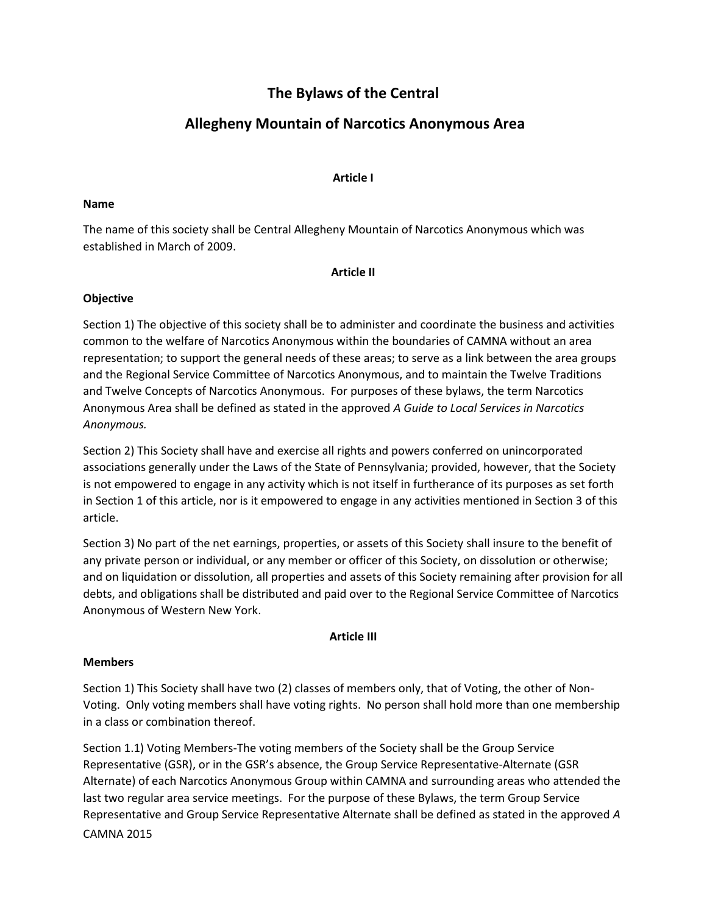# The Bylaws of the Central

# Allegheny Mountain of Narcotics Anonymous Area

**Article I**

**Name**

The name of this society shall be Central Allegheny Mountain of Narcotics Anonymous which was established in March of 2009.

**Article II**

**Objective**

Section 1) The objective of this society shall be to administer and coordinate the business and activities common to the welfare of Narcotics Anonymous within the boundaries of CAMNA without an area representation; to support the general needs of these areas; to serve as a link between the area groups and the Regional Service Committee of Narcotics Anonymous, and to maintain the Twelve Traditions and Twelve Concepts of Narcotics Anonymous. For purposes of these bylaws, the term Narcotics Anonymous Area shall be defined as stated in the approved *A Guide to Local Services in Narcotics Anonymous.*

Section 2) This Society shall have and exercise all rights and powers conferred on unincorporated associations generally under the Laws of the State of Pennsylvania; provided, however, that the Society is not empowered to engage in any activity which is not itself in furtherance of its purposes as set forth in Section 1 of this article, nor is it empowered to engage in any activities mentioned in Section 3 of this article.

Section 3) No part of the net earnings, properties, or assets of this Society shall insure to the benefit of any private person or individual, or any member or officer of this Society, on dissolution or otherwise; and on liquidation or dissolution, all properties and assets of this Society remaining after provision for all debts, and obligations shall be distributed and paid over to the Regional Service Committee of Narcotics Anonymous of Western New York.

**Article III**

**Members**

Section 1) This Society shall have two (2) classes of members only, that of Voting, the other of Non-Voting. Only voting members shall have voting rights. No person shall hold more than one membership in a class or combination thereof.

Section 1.1) Voting Members-The voting members of the Society shall be the Group Service Representative (GSR), or in the GSR's absence, the Group Service Representative-Alternate (GSR Alternate) of each Narcotics Anonymous Group within CAMNA and surrounding areas who attended the last two regular area service meetings. For the purpose of these Bylaws, the term Group Service Representative and Group Service Representative Alternate shall be defined as stated in the approved *A*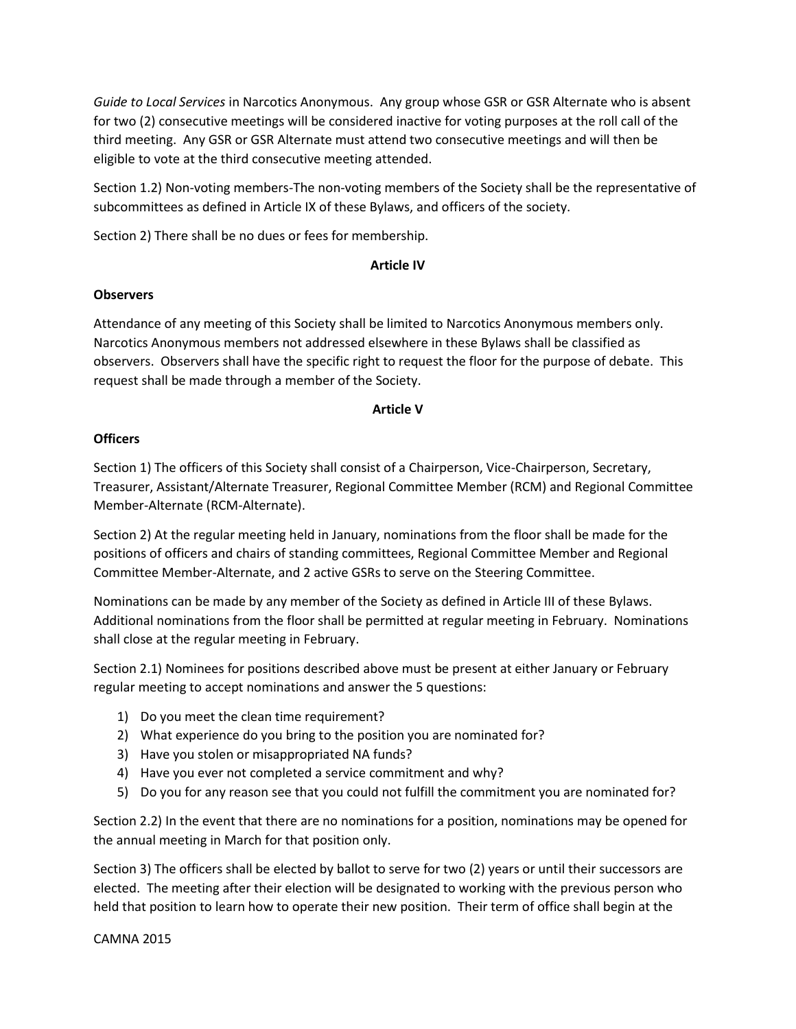*Guide to Local Services* in Narcotics Anonymous. Any group whose GSR or GSR Alternate who is absent for two (2) consecutive meetings will be considered inactive for voting purposes at the roll call of the third meeting. Any GSR or GSR Alternate must attend two consecutive meetings and will then be eligible to vote at the third consecutive meeting attended.

Section 1.2) Non-voting members-The non-voting members of the Society shall be the representative of subcommittees as defined in Article IX of these Bylaws, and officers of the society.

Section 2) There shall be no dues or fees for membership.

## Article IV

### Observers

Attendance of any meeting of this Society shall be limited to Narcotics Anonymous members only. Narcotics Anonymous members not addressed elsewhere in these Bylaws shall be classified as observers. Observers shall have the specific right to request the floor for the purpose of debate. This request shall be made through a member of the Society.

## Article V

### Officers

Section 1) The officers of this Society shall consist of a Chairperson, Vice-Chairperson, Secretary, Treasurer, Assistant/Alternate Treasurer, Regional Committee Member (RCM) and Regional Committee Member-Alternate (RCM-Alternate).

Section 2) At the regular meeting held in January, nominations from the floor shall be made for the positions of officers and chairs of standing committees, Regional Committee Member and Regional Committee Member-Alternate, and 2 active GSRs to serve on the Steering Committee.

Nominations can be made by any member of the Society as defined in Article III of these Bylaws. Additional nominations from the floor shall be permitted at regular meeting in February. Nominations shall close at the regular meeting in February.

Section 2.1) Nominees for positions described above must be present at either January or February regular meeting to accept nominations and answer the 5 questions:

1) Do you meet the clean time requirement?
2) What experience do you bring to the position you are nominated for?
3) Have you stolen or misappropriated NA funds?
4) Have you ever not completed a service commitment and why?
5) Do you for any reason see that you could not fulfill the commitment you are nominated for?

Section 2.2) In the event that there are no nominations for a position, nominations may be opened for the annual meeting in March for that position only.

Section 3) The officers shall be elected by ballot to serve for two (2) years or until their successors are elected. The meeting after their election will be designated to working with the previous person who held that position to learn how to operate their new position. Their term of office shall begin at the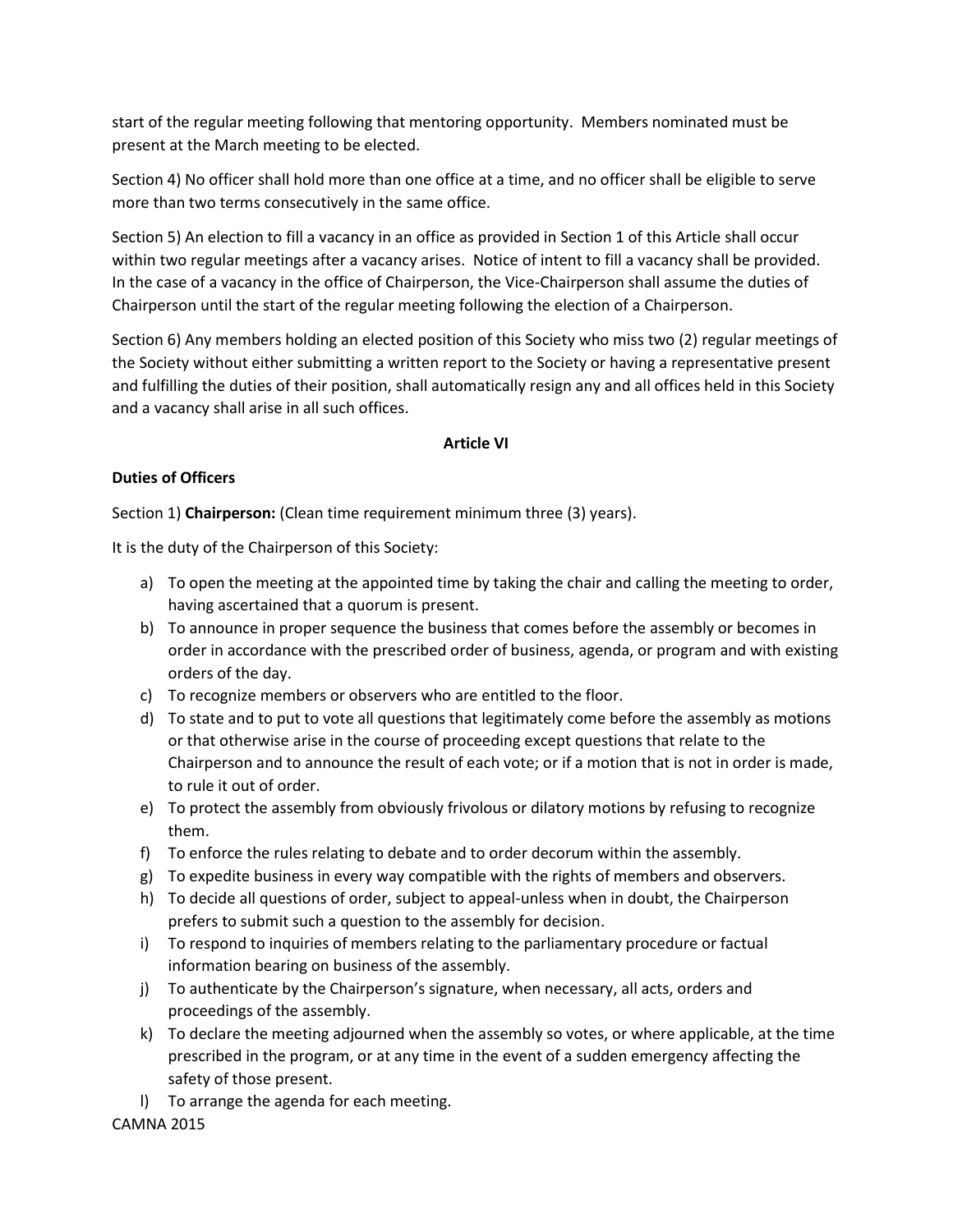start of the regular meeting following that mentoring opportunity. Members nominated must be present at the March meeting to be elected.

Section 4) No officer shall hold more than one office at a time, and no officer shall be eligible to serve more than two terms consecutively in the same office.

Section 5) An election to fill a vacancy in an office as provided in Section 1 of this Article shall occur within two regular meetings after a vacancy arises. Notice of intent to fill a vacancy shall be provided. In the case of a vacancy in the office of Chairperson, the Vice-Chairperson shall assume the duties of Chairperson until the start of the regular meeting following the election of a Chairperson.

Section 6) Any members holding an elected position of this Society who miss two (2) regular meetings of the Society without either submitting a written report to the Society or having a representative present and fulfilling the duties of their position, shall automatically resign any and all offices held in this Society and a vacancy shall arise in all such offices.

## Article VI

### Duties of Officers

Section 1) **Chairperson:** (Clean time requirement minimum three (3) years).

It is the duty of the Chairperson of this Society:

a) To open the meeting at the appointed time by taking the chair and calling the meeting to order, having ascertained that a quorum is present.
b) To announce in proper sequence the business that comes before the assembly or becomes in order in accordance with the prescribed order of business, agenda, or program and with existing orders of the day.
c) To recognize members or observers who are entitled to the floor.
d) To state and to put to vote all questions that legitimately come before the assembly as motions or that otherwise arise in the course of proceeding except questions that relate to the Chairperson and to announce the result of each vote; or if a motion that is not in order is made, to rule it out of order.
e) To protect the assembly from obviously frivolous or dilatory motions by refusing to recognize them.
f) To enforce the rules relating to debate and to order decorum within the assembly.
g) To expedite business in every way compatible with the rights of members and observers.
h) To decide all questions of order, subject to appeal-unless when in doubt, the Chairperson prefers to submit such a question to the assembly for decision.
i) To respond to inquiries of members relating to the parliamentary procedure or factual information bearing on business of the assembly.
j) To authenticate by the Chairperson's signature, when necessary, all acts, orders and proceedings of the assembly.
k) To declare the meeting adjourned when the assembly so votes, or where applicable, at the time prescribed in the program, or at any time in the event of a sudden emergency affecting the safety of those present.
l) To arrange the agenda for each meeting.

CAMNA 2015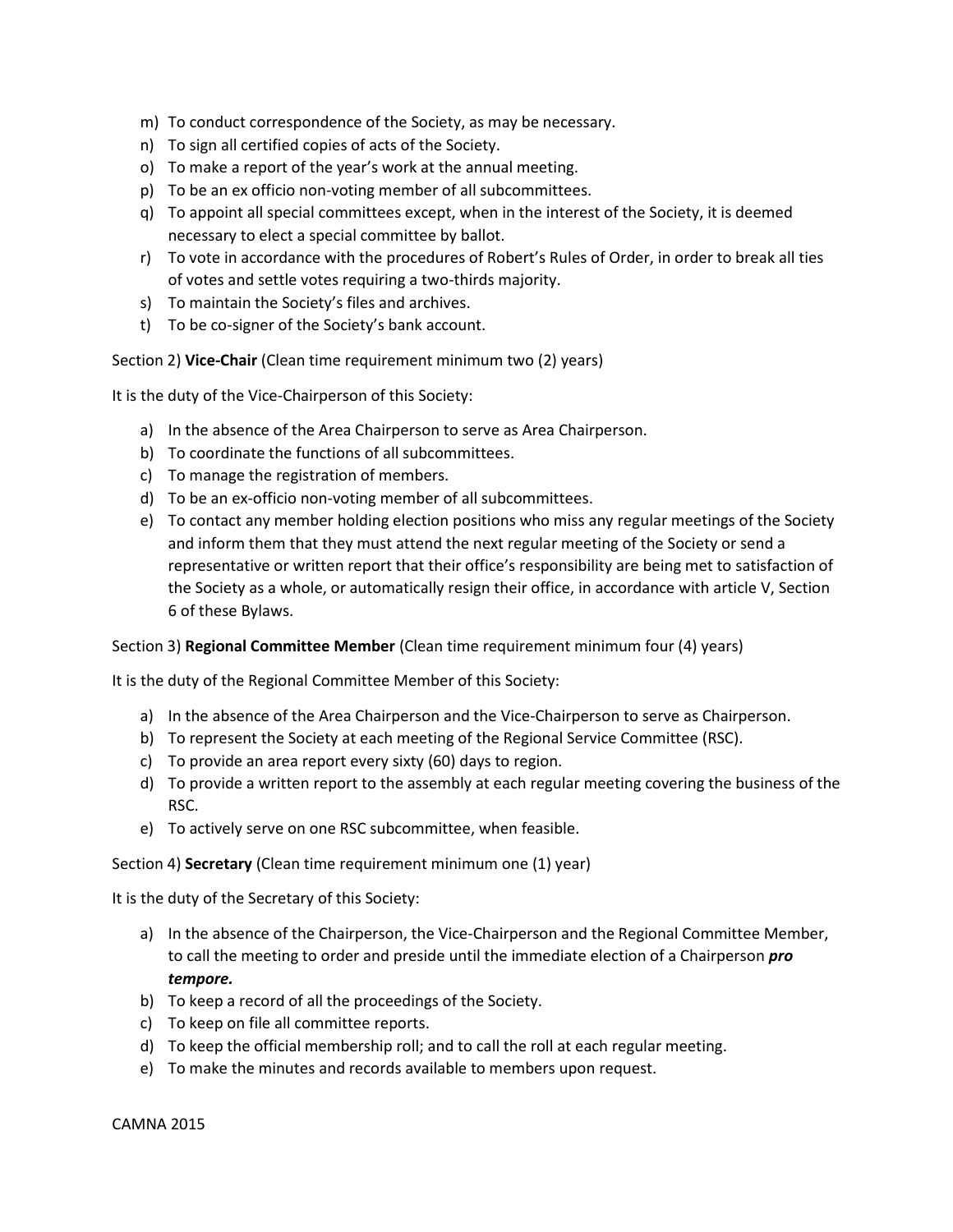m) To conduct correspondence of the Society, as may be necessary.
n) To sign all certified copies of acts of the Society.
o) To make a report of the year's work at the annual meeting.
p) To be an ex officio non-voting member of all subcommittees.
q) To appoint all special committees except, when in the interest of the Society, it is deemed necessary to elect a special committee by ballot.
r) To vote in accordance with the procedures of Robert's Rules of Order, in order to break all ties of votes and settle votes requiring a two-thirds majority.
s) To maintain the Society's files and archives.
t) To be co-signer of the Society's bank account.

Section 2) **Vice-Chair** (Clean time requirement minimum two (2) years)

It is the duty of the Vice-Chairperson of this Society:

a) In the absence of the Area Chairperson to serve as Area Chairperson.
b) To coordinate the functions of all subcommittees.
c) To manage the registration of members.
d) To be an ex-officio non-voting member of all subcommittees.
e) To contact any member holding election positions who miss any regular meetings of the Society and inform them that they must attend the next regular meeting of the Society or send a representative or written report that their office's responsibility are being met to satisfaction of the Society as a whole, or automatically resign their office, in accordance with article V, Section 6 of these Bylaws.

Section 3) **Regional Committee Member** (Clean time requirement minimum four (4) years)

It is the duty of the Regional Committee Member of this Society:

a) In the absence of the Area Chairperson and the Vice-Chairperson to serve as Chairperson.
b) To represent the Society at each meeting of the Regional Service Committee (RSC).
c) To provide an area report every sixty (60) days to region.
d) To provide a written report to the assembly at each regular meeting covering the business of the RSC.
e) To actively serve on one RSC subcommittee, when feasible.

Section 4) **Secretary** (Clean time requirement minimum one (1) year)

It is the duty of the Secretary of this Society:

a) In the absence of the Chairperson, the Vice-Chairperson and the Regional Committee Member, to call the meeting to order and preside until the immediate election of a Chairperson ***pro tempore.***
b) To keep a record of all the proceedings of the Society.
c) To keep on file all committee reports.
d) To keep the official membership roll; and to call the roll at each regular meeting.
e) To make the minutes and records available to members upon request.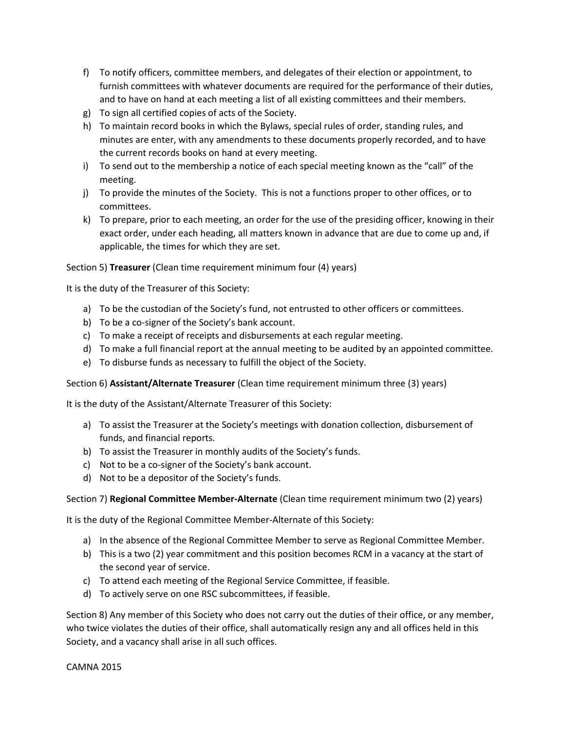f) To notify officers, committee members, and delegates of their election or appointment, to furnish committees with whatever documents are required for the performance of their duties, and to have on hand at each meeting a list of all existing committees and their members.
g) To sign all certified copies of acts of the Society.
h) To maintain record books in which the Bylaws, special rules of order, standing rules, and minutes are enter, with any amendments to these documents properly recorded, and to have the current records books on hand at every meeting.
i) To send out to the membership a notice of each special meeting known as the "call" of the meeting.
j) To provide the minutes of the Society. This is not a functions proper to other offices, or to committees.
k) To prepare, prior to each meeting, an order for the use of the presiding officer, knowing in their exact order, under each heading, all matters known in advance that are due to come up and, if applicable, the times for which they are set.

Section 5) **Treasurer** (Clean time requirement minimum four (4) years)

It is the duty of the Treasurer of this Society:

a) To be the custodian of the Society's fund, not entrusted to other officers or committees.
b) To be a co-signer of the Society's bank account.
c) To make a receipt of receipts and disbursements at each regular meeting.
d) To make a full financial report at the annual meeting to be audited by an appointed committee.
e) To disburse funds as necessary to fulfill the object of the Society.

Section 6) **Assistant/Alternate Treasurer** (Clean time requirement minimum three (3) years)

It is the duty of the Assistant/Alternate Treasurer of this Society:

a) To assist the Treasurer at the Society's meetings with donation collection, disbursement of funds, and financial reports.
b) To assist the Treasurer in monthly audits of the Society's funds.
c) Not to be a co-signer of the Society's bank account.
d) Not to be a depositor of the Society's funds.

Section 7) **Regional Committee Member-Alternate** (Clean time requirement minimum two (2) years)

It is the duty of the Regional Committee Member-Alternate of this Society:

a) In the absence of the Regional Committee Member to serve as Regional Committee Member.
b) This is a two (2) year commitment and this position becomes RCM in a vacancy at the start of the second year of service.
c) To attend each meeting of the Regional Service Committee, if feasible.
d) To actively serve on one RSC subcommittees, if feasible.

Section 8) Any member of this Society who does not carry out the duties of their office, or any member, who twice violates the duties of their office, shall automatically resign any and all offices held in this Society, and a vacancy shall arise in all such offices.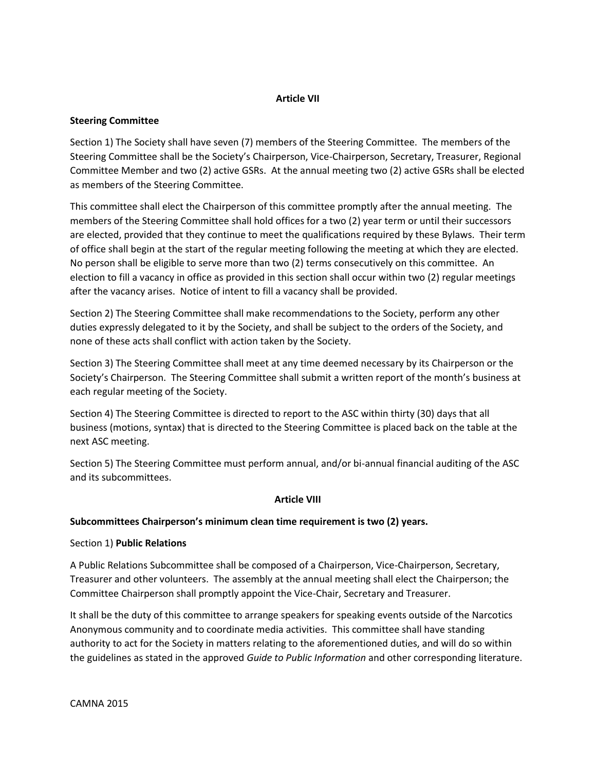## Article VII

**Steering Committee**

Section 1) The Society shall have seven (7) members of the Steering Committee. The members of the Steering Committee shall be the Society's Chairperson, Vice-Chairperson, Secretary, Treasurer, Regional Committee Member and two (2) active GSRs. At the annual meeting two (2) active GSRs shall be elected as members of the Steering Committee.

This committee shall elect the Chairperson of this committee promptly after the annual meeting. The members of the Steering Committee shall hold offices for a two (2) year term or until their successors are elected, provided that they continue to meet the qualifications required by these Bylaws. Their term of office shall begin at the start of the regular meeting following the meeting at which they are elected. No person shall be eligible to serve more than two (2) terms consecutively on this committee. An election to fill a vacancy in office as provided in this section shall occur within two (2) regular meetings after the vacancy arises. Notice of intent to fill a vacancy shall be provided.

Section 2) The Steering Committee shall make recommendations to the Society, perform any other duties expressly delegated to it by the Society, and shall be subject to the orders of the Society, and none of these acts shall conflict with action taken by the Society.

Section 3) The Steering Committee shall meet at any time deemed necessary by its Chairperson or the Society's Chairperson. The Steering Committee shall submit a written report of the month's business at each regular meeting of the Society.

Section 4) The Steering Committee is directed to report to the ASC within thirty (30) days that all business (motions, syntax) that is directed to the Steering Committee is placed back on the table at the next ASC meeting.

Section 5) The Steering Committee must perform annual, and/or bi-annual financial auditing of the ASC and its subcommittees.

## Article VIII

**Subcommittees Chairperson's minimum clean time requirement is two (2) years.**

Section 1) **Public Relations**

A Public Relations Subcommittee shall be composed of a Chairperson, Vice-Chairperson, Secretary, Treasurer and other volunteers. The assembly at the annual meeting shall elect the Chairperson; the Committee Chairperson shall promptly appoint the Vice-Chair, Secretary and Treasurer.

It shall be the duty of this committee to arrange speakers for speaking events outside of the Narcotics Anonymous community and to coordinate media activities. This committee shall have standing authority to act for the Society in matters relating to the aforementioned duties, and will do so within the guidelines as stated in the approved *Guide to Public Information* and other corresponding literature.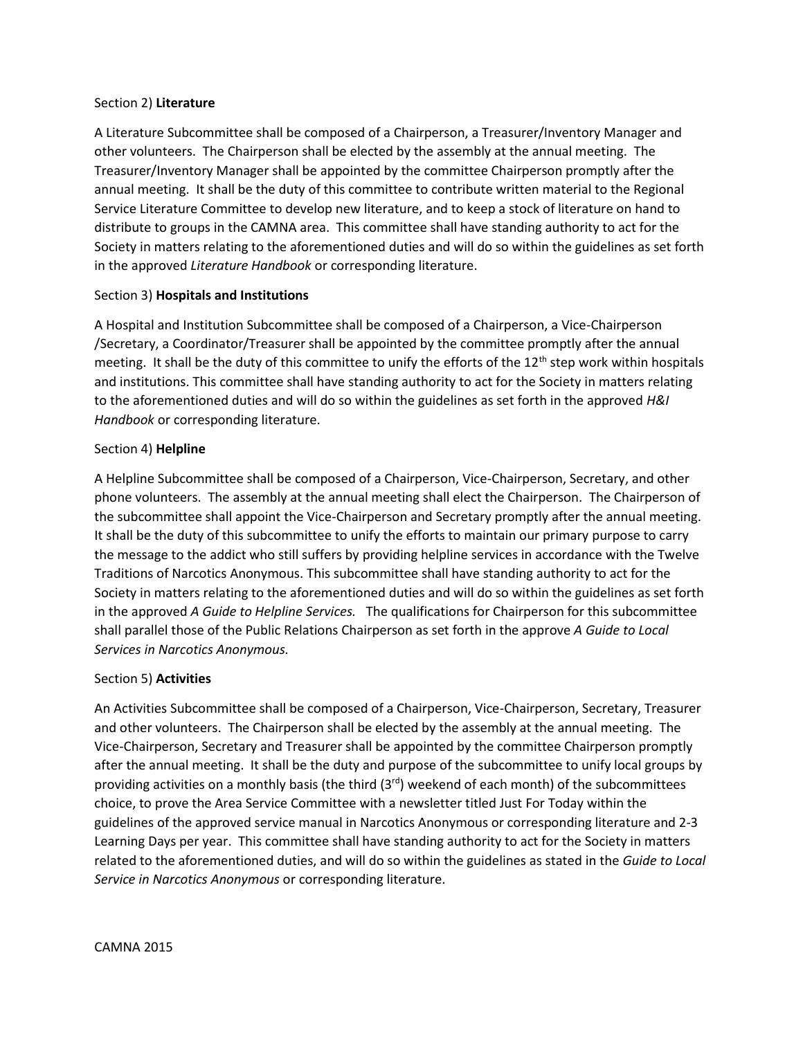Section 2) **Literature**

A Literature Subcommittee shall be composed of a Chairperson, a Treasurer/Inventory Manager and other volunteers. The Chairperson shall be elected by the assembly at the annual meeting. The Treasurer/Inventory Manager shall be appointed by the committee Chairperson promptly after the annual meeting. It shall be the duty of this committee to contribute written material to the Regional Service Literature Committee to develop new literature, and to keep a stock of literature on hand to distribute to groups in the CAMNA area. This committee shall have standing authority to act for the Society in matters relating to the aforementioned duties and will do so within the guidelines as set forth in the approved *Literature Handbook* or corresponding literature.

Section 3) **Hospitals and Institutions**

A Hospital and Institution Subcommittee shall be composed of a Chairperson, a Vice-Chairperson /Secretary, a Coordinator/Treasurer shall be appointed by the committee promptly after the annual meeting. It shall be the duty of this committee to unify the efforts of the 12th step work within hospitals and institutions. This committee shall have standing authority to act for the Society in matters relating to the aforementioned duties and will do so within the guidelines as set forth in the approved *H&I Handbook* or corresponding literature.

Section 4) **Helpline**

A Helpline Subcommittee shall be composed of a Chairperson, Vice-Chairperson, Secretary, and other phone volunteers. The assembly at the annual meeting shall elect the Chairperson. The Chairperson of the subcommittee shall appoint the Vice-Chairperson and Secretary promptly after the annual meeting. It shall be the duty of this subcommittee to unify the efforts to maintain our primary purpose to carry the message to the addict who still suffers by providing helpline services in accordance with the Twelve Traditions of Narcotics Anonymous. This subcommittee shall have standing authority to act for the Society in matters relating to the aforementioned duties and will do so within the guidelines as set forth in the approved *A Guide to Helpline Services.* The qualifications for Chairperson for this subcommittee shall parallel those of the Public Relations Chairperson as set forth in the approve *A Guide to Local Services in Narcotics Anonymous.*

Section 5) **Activities**

An Activities Subcommittee shall be composed of a Chairperson, Vice-Chairperson, Secretary, Treasurer and other volunteers. The Chairperson shall be elected by the assembly at the annual meeting. The Vice-Chairperson, Secretary and Treasurer shall be appointed by the committee Chairperson promptly after the annual meeting. It shall be the duty and purpose of the subcommittee to unify local groups by providing activities on a monthly basis (the third (3rd) weekend of each month) of the subcommittees choice, to prove the Area Service Committee with a newsletter titled Just For Today within the guidelines of the approved service manual in Narcotics Anonymous or corresponding literature and 2-3 Learning Days per year. This committee shall have standing authority to act for the Society in matters related to the aforementioned duties, and will do so within the guidelines as stated in the *Guide to Local Service in Narcotics Anonymous* or corresponding literature.

CAMNA 2015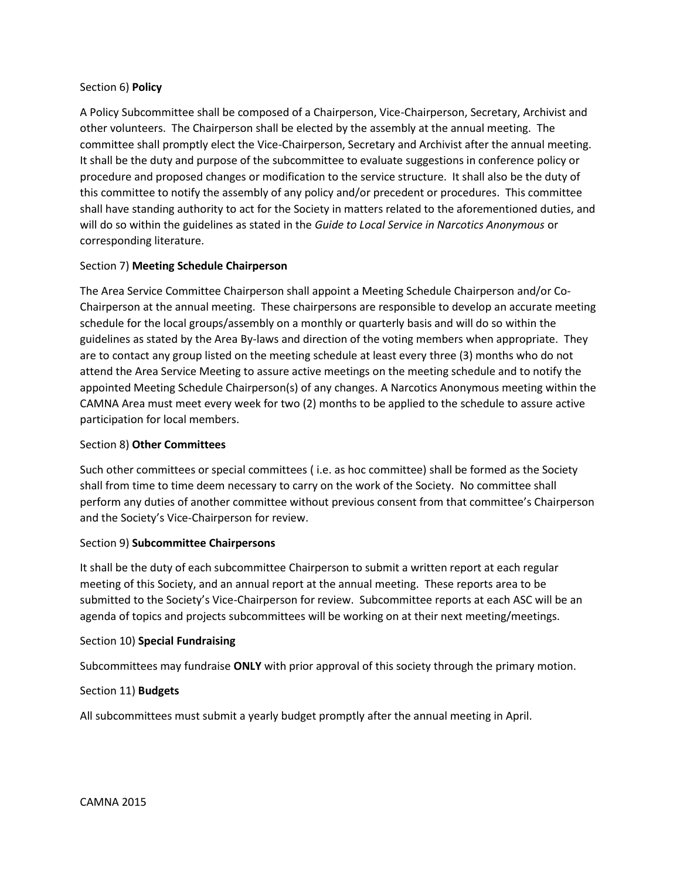Section 6) **Policy**

A Policy Subcommittee shall be composed of a Chairperson, Vice-Chairperson, Secretary, Archivist and other volunteers. The Chairperson shall be elected by the assembly at the annual meeting. The committee shall promptly elect the Vice-Chairperson, Secretary and Archivist after the annual meeting. It shall be the duty and purpose of the subcommittee to evaluate suggestions in conference policy or procedure and proposed changes or modification to the service structure. It shall also be the duty of this committee to notify the assembly of any policy and/or precedent or procedures. This committee shall have standing authority to act for the Society in matters related to the aforementioned duties, and will do so within the guidelines as stated in the *Guide to Local Service in Narcotics Anonymous* or corresponding literature.

Section 7) **Meeting Schedule Chairperson**

The Area Service Committee Chairperson shall appoint a Meeting Schedule Chairperson and/or Co-Chairperson at the annual meeting. These chairpersons are responsible to develop an accurate meeting schedule for the local groups/assembly on a monthly or quarterly basis and will do so within the guidelines as stated by the Area By-laws and direction of the voting members when appropriate. They are to contact any group listed on the meeting schedule at least every three (3) months who do not attend the Area Service Meeting to assure active meetings on the meeting schedule and to notify the appointed Meeting Schedule Chairperson(s) of any changes. A Narcotics Anonymous meeting within the CAMNA Area must meet every week for two (2) months to be applied to the schedule to assure active participation for local members.

Section 8) **Other Committees**

Such other committees or special committees ( i.e. as hoc committee) shall be formed as the Society shall from time to time deem necessary to carry on the work of the Society. No committee shall perform any duties of another committee without previous consent from that committee's Chairperson and the Society's Vice-Chairperson for review.

Section 9) **Subcommittee Chairpersons**

It shall be the duty of each subcommittee Chairperson to submit a written report at each regular meeting of this Society, and an annual report at the annual meeting. These reports area to be submitted to the Society's Vice-Chairperson for review. Subcommittee reports at each ASC will be an agenda of topics and projects subcommittees will be working on at their next meeting/meetings.

Section 10) **Special Fundraising**

Subcommittees may fundraise **ONLY** with prior approval of this society through the primary motion.

Section 11) **Budgets**

All subcommittees must submit a yearly budget promptly after the annual meeting in April.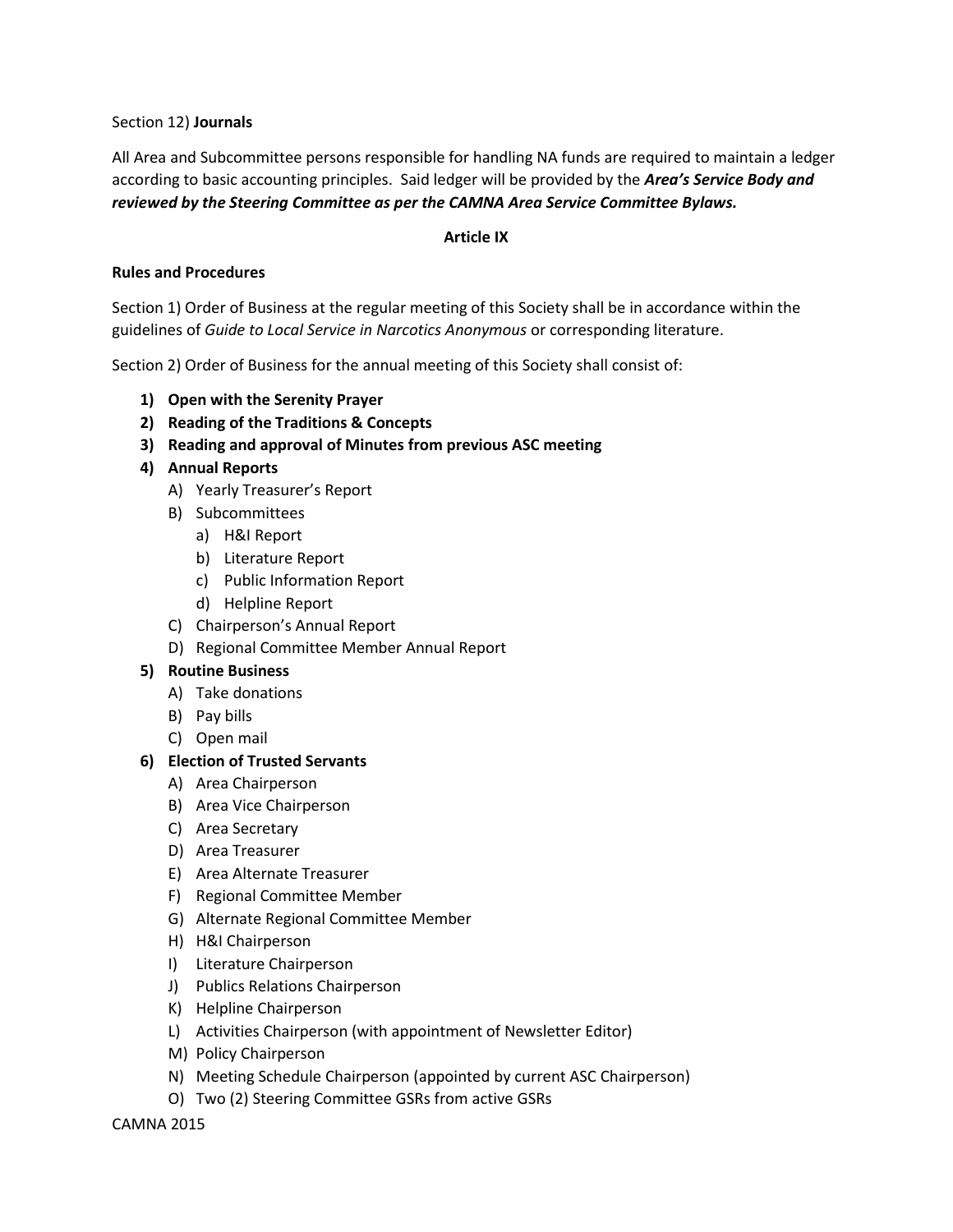Section 12) **Journals**

All Area and Subcommittee persons responsible for handling NA funds are required to maintain a ledger according to basic accounting principles. Said ledger will be provided by the ***Area's Service Body and reviewed by the Steering Committee as per the CAMNA Area Service Committee Bylaws.***

**Article IX**

**Rules and Procedures**

Section 1) Order of Business at the regular meeting of this Society shall be in accordance within the guidelines of *Guide to Local Service in Narcotics Anonymous* or corresponding literature.

Section 2) Order of Business for the annual meeting of this Society shall consist of:

1) **Open with the Serenity Prayer**
2) **Reading of the Traditions & Concepts**
3) **Reading and approval of Minutes from previous ASC meeting**
4) **Annual Reports**
   - A) Yearly Treasurer's Report
   - B) Subcommittees
     - a) H&I Report
     - b) Literature Report
     - c) Public Information Report
     - d) Helpline Report
   - C) Chairperson's Annual Report
   - D) Regional Committee Member Annual Report
5) **Routine Business**
   - A) Take donations
   - B) Pay bills
   - C) Open mail
6) **Election of Trusted Servants**
   - A) Area Chairperson
   - B) Area Vice Chairperson
   - C) Area Secretary
   - D) Area Treasurer
   - E) Area Alternate Treasurer
   - F) Regional Committee Member
   - G) Alternate Regional Committee Member
   - H) H&I Chairperson
   - I) Literature Chairperson
   - J) Publics Relations Chairperson
   - K) Helpline Chairperson
   - L) Activities Chairperson (with appointment of Newsletter Editor)
   - M) Policy Chairperson
   - N) Meeting Schedule Chairperson (appointed by current ASC Chairperson)
   - O) Two (2) Steering Committee GSRs from active GSRs

CAMNA 2015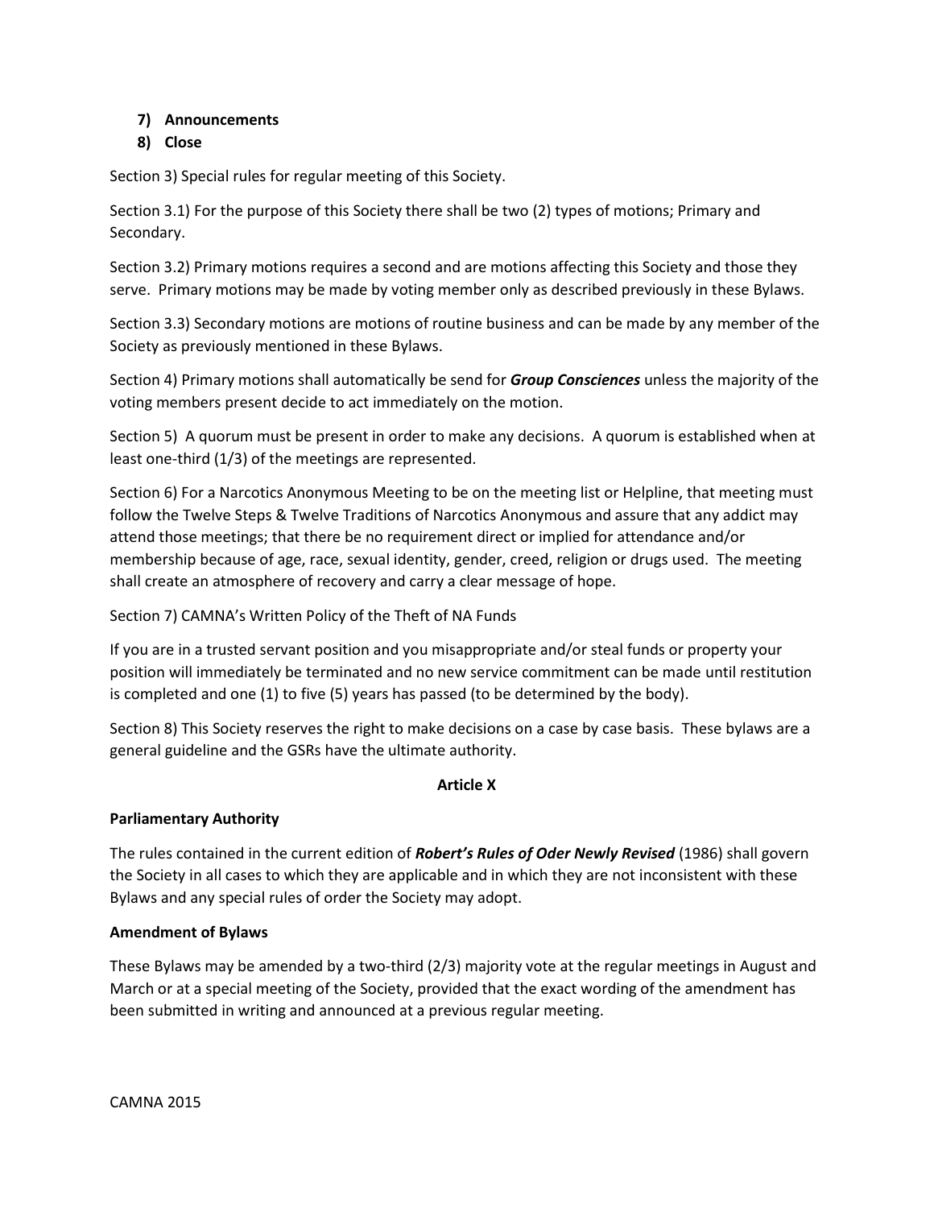7) **Announcements**
8) **Close**

Section 3) Special rules for regular meeting of this Society.

Section 3.1) For the purpose of this Society there shall be two (2) types of motions; Primary and Secondary.

Section 3.2) Primary motions requires a second and are motions affecting this Society and those they serve. Primary motions may be made by voting member only as described previously in these Bylaws.

Section 3.3) Secondary motions are motions of routine business and can be made by any member of the Society as previously mentioned in these Bylaws.

Section 4) Primary motions shall automatically be send for ***Group Consciences*** unless the majority of the voting members present decide to act immediately on the motion.

Section 5) A quorum must be present in order to make any decisions. A quorum is established when at least one-third (1/3) of the meetings are represented.

Section 6) For a Narcotics Anonymous Meeting to be on the meeting list or Helpline, that meeting must follow the Twelve Steps & Twelve Traditions of Narcotics Anonymous and assure that any addict may attend those meetings; that there be no requirement direct or implied for attendance and/or membership because of age, race, sexual identity, gender, creed, religion or drugs used. The meeting shall create an atmosphere of recovery and carry a clear message of hope.

Section 7) CAMNA's Written Policy of the Theft of NA Funds

If you are in a trusted servant position and you misappropriate and/or steal funds or property your position will immediately be terminated and no new service commitment can be made until restitution is completed and one (1) to five (5) years has passed (to be determined by the body).

Section 8) This Society reserves the right to make decisions on a case by case basis. These bylaws are a general guideline and the GSRs have the ultimate authority.

## Article X

### Parliamentary Authority

The rules contained in the current edition of ***Robert's Rules of Oder Newly Revised*** (1986) shall govern the Society in all cases to which they are applicable and in which they are not inconsistent with these Bylaws and any special rules of order the Society may adopt.

### Amendment of Bylaws

These Bylaws may be amended by a two-third (2/3) majority vote at the regular meetings in August and March or at a special meeting of the Society, provided that the exact wording of the amendment has been submitted in writing and announced at a previous regular meeting.

CAMNA 2015